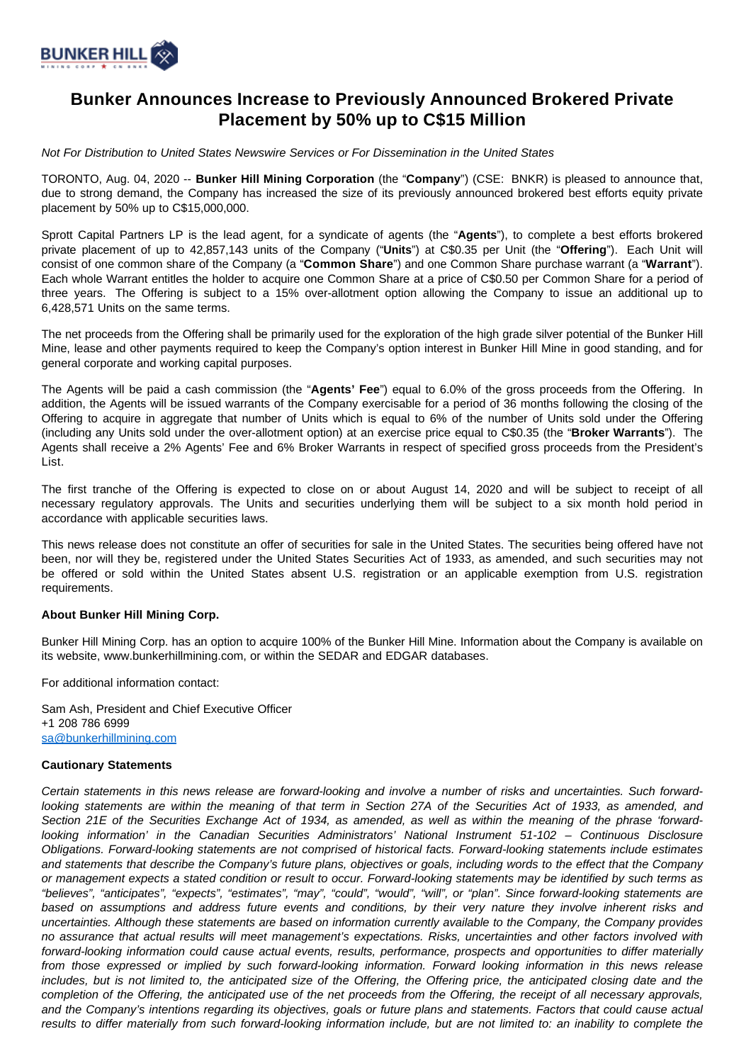# Bunker Announces Increase to Previously Announced Brokered Private Placement by 50% up to C$15 Million

*Not For Distribution to United States Newswire Services or For Dissemination in the United States*

TORONTO, Aug. 04, 2020 -- **Bunker Hill Mining Corporation** (the "**Company**") (CSE: BNKR) is pleased to announce that, due to strong demand, the Company has increased the size of its previously announced brokered best efforts equity private placement by 50% up to C$15,000,000.

Sprott Capital Partners LP is the lead agent, for a syndicate of agents (the "**Agents**"), to complete a best efforts brokered private placement of up to 42,857,143 units of the Company ("**Units**") at C$0.35 per Unit (the "**Offering**"). Each Unit will consist of one common share of the Company (a "**Common Share**") and one Common Share purchase warrant (a "**Warrant**"). Each whole Warrant entitles the holder to acquire one Common Share at a price of C$0.50 per Common Share for a period of three years. The Offering is subject to a 15% over-allotment option allowing the Company to issue an additional up to 6,428,571 Units on the same terms.

The net proceeds from the Offering shall be primarily used for the exploration of the high grade silver potential of the Bunker Hill Mine, lease and other payments required to keep the Company's option interest in Bunker Hill Mine in good standing, and for general corporate and working capital purposes.

The Agents will be paid a cash commission (the "**Agents' Fee**") equal to 6.0% of the gross proceeds from the Offering. In addition, the Agents will be issued warrants of the Company exercisable for a period of 36 months following the closing of the Offering to acquire in aggregate that number of Units which is equal to 6% of the number of Units sold under the Offering (including any Units sold under the over-allotment option) at an exercise price equal to C$0.35 (the "**Broker Warrants**"). The Agents shall receive a 2% Agents' Fee and 6% Broker Warrants in respect of specified gross proceeds from the President's List.

The first tranche of the Offering is expected to close on or about August 14, 2020 and will be subject to receipt of all necessary regulatory approvals. The Units and securities underlying them will be subject to a six month hold period in accordance with applicable securities laws.

This news release does not constitute an offer of securities for sale in the United States. The securities being offered have not been, nor will they be, registered under the United States Securities Act of 1933, as amended, and such securities may not be offered or sold within the United States absent U.S. registration or an applicable exemption from U.S. registration requirements.

**About Bunker Hill Mining Corp.**

Bunker Hill Mining Corp. has an option to acquire 100% of the Bunker Hill Mine. Information about the Company is available on its website, www.bunkerhillmining.com, or within the SEDAR and EDGAR databases.

For additional information contact:

Sam Ash, President and Chief Executive Officer
+1 208 786 6999
sa@bunkerhillmining.com

**Cautionary Statements**

*Certain statements in this news release are forward-looking and involve a number of risks and uncertainties. Such forward-looking statements are within the meaning of that term in Section 27A of the Securities Act of 1933, as amended, and Section 21E of the Securities Exchange Act of 1934, as amended, as well as within the meaning of the phrase 'forward-looking information' in the Canadian Securities Administrators' National Instrument 51-102 – Continuous Disclosure Obligations. Forward-looking statements are not comprised of historical facts. Forward-looking statements include estimates and statements that describe the Company's future plans, objectives or goals, including words to the effect that the Company or management expects a stated condition or result to occur. Forward-looking statements may be identified by such terms as "believes", "anticipates", "expects", "estimates", "may", "could", "would", "will", or "plan". Since forward-looking statements are based on assumptions and address future events and conditions, by their very nature they involve inherent risks and uncertainties. Although these statements are based on information currently available to the Company, the Company provides no assurance that actual results will meet management's expectations. Risks, uncertainties and other factors involved with forward-looking information could cause actual events, results, performance, prospects and opportunities to differ materially from those expressed or implied by such forward-looking information. Forward looking information in this news release includes, but is not limited to, the anticipated size of the Offering, the Offering price, the anticipated closing date and the completion of the Offering, the anticipated use of the net proceeds from the Offering, the receipt of all necessary approvals, and the Company's intentions regarding its objectives, goals or future plans and statements. Factors that could cause actual results to differ materially from such forward-looking information include, but are not limited to: an inability to complete the*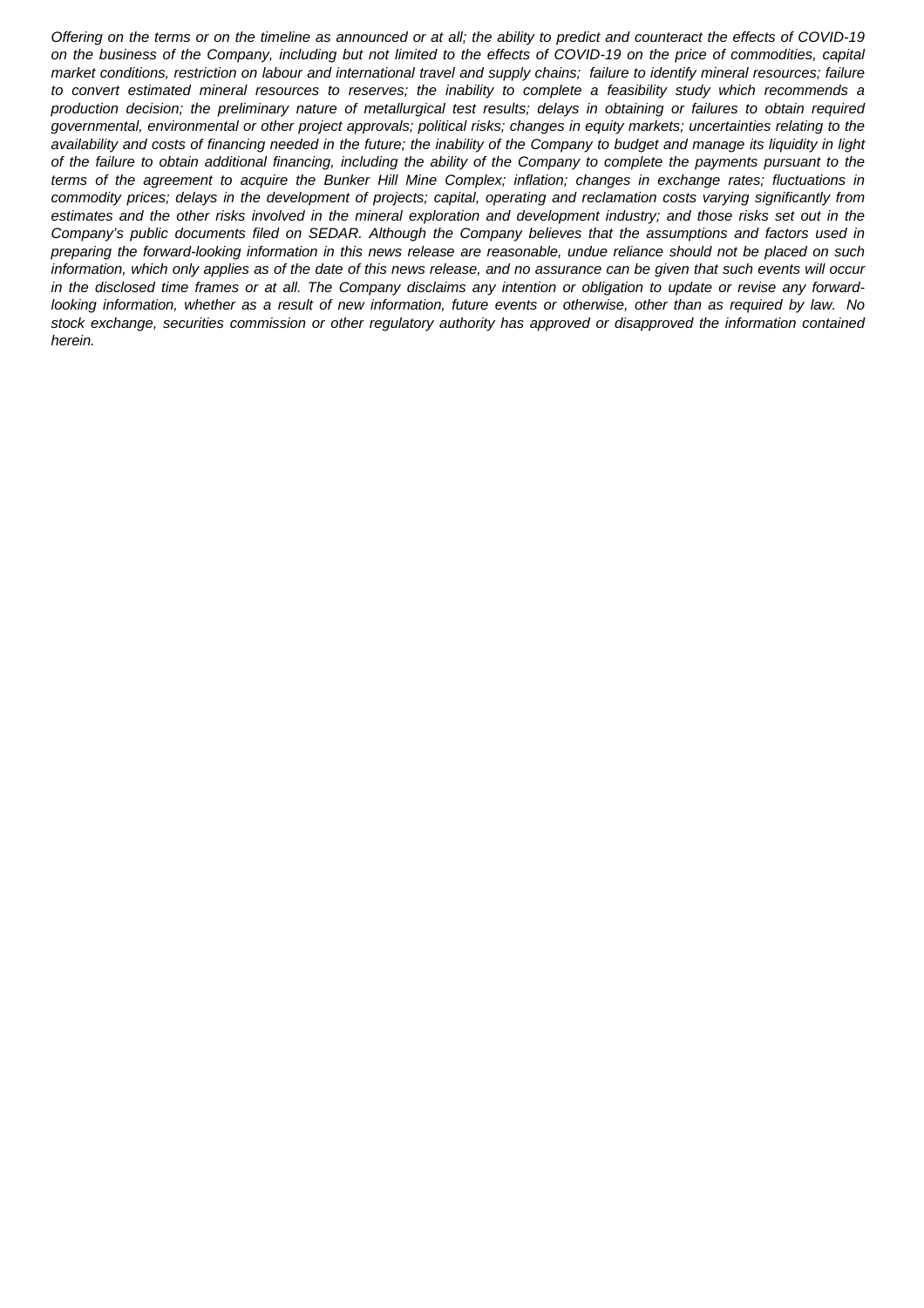*Offering on the terms or on the timeline as announced or at all; the ability to predict and counteract the effects of COVID-19 on the business of the Company, including but not limited to the effects of COVID-19 on the price of commodities, capital market conditions, restriction on labour and international travel and supply chains; failure to identify mineral resources; failure to convert estimated mineral resources to reserves; the inability to complete a feasibility study which recommends a production decision; the preliminary nature of metallurgical test results; delays in obtaining or failures to obtain required governmental, environmental or other project approvals; political risks; changes in equity markets; uncertainties relating to the availability and costs of financing needed in the future; the inability of the Company to budget and manage its liquidity in light of the failure to obtain additional financing, including the ability of the Company to complete the payments pursuant to the terms of the agreement to acquire the Bunker Hill Mine Complex; inflation; changes in exchange rates; fluctuations in commodity prices; delays in the development of projects; capital, operating and reclamation costs varying significantly from estimates and the other risks involved in the mineral exploration and development industry; and those risks set out in the Company's public documents filed on SEDAR. Although the Company believes that the assumptions and factors used in preparing the forward-looking information in this news release are reasonable, undue reliance should not be placed on such information, which only applies as of the date of this news release, and no assurance can be given that such events will occur in the disclosed time frames or at all. The Company disclaims any intention or obligation to update or revise any forward-looking information, whether as a result of new information, future events or otherwise, other than as required by law. No stock exchange, securities commission or other regulatory authority has approved or disapproved the information contained herein.*